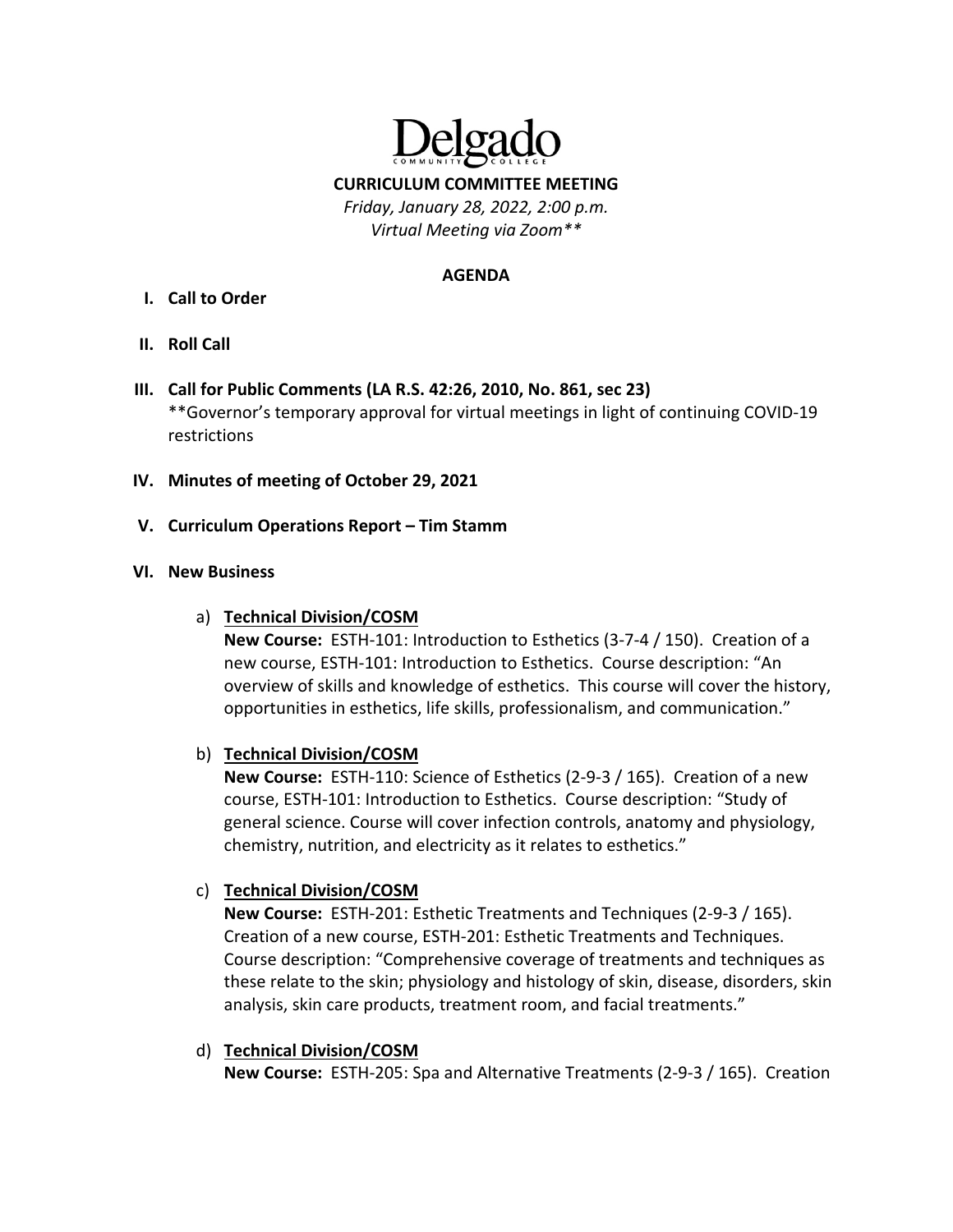Delgado Community College

**CURRICULUM COMMITTEE MEETING**

*Friday, January 28, 2022, 2:00 p.m.*

*Virtual Meeting via Zoom***

**AGENDA**

**I. Call to Order**

**II. Roll Call**

**III. Call for Public Comments (LA R.S. 42:26, 2010, No. 861, sec 23)**
**Governor's temporary approval for virtual meetings in light of continuing COVID-19 restrictions

**IV. Minutes of meeting of October 29, 2021**

**V. Curriculum Operations Report – Tim Stamm**

**VI. New Business**

a) **Technical Division/COSM**
**New Course:** ESTH-101: Introduction to Esthetics (3-7-4 / 150). Creation of a new course, ESTH-101: Introduction to Esthetics. Course description: "An overview of skills and knowledge of esthetics. This course will cover the history, opportunities in esthetics, life skills, professionalism, and communication."

b) **Technical Division/COSM**
**New Course:** ESTH-110: Science of Esthetics (2-9-3 / 165). Creation of a new course, ESTH-101: Introduction to Esthetics. Course description: "Study of general science. Course will cover infection controls, anatomy and physiology, chemistry, nutrition, and electricity as it relates to esthetics."

c) **Technical Division/COSM**
**New Course:** ESTH-201: Esthetic Treatments and Techniques (2-9-3 / 165). Creation of a new course, ESTH-201: Esthetic Treatments and Techniques. Course description: "Comprehensive coverage of treatments and techniques as these relate to the skin; physiology and histology of skin, disease, disorders, skin analysis, skin care products, treatment room, and facial treatments."

d) **Technical Division/COSM**
**New Course:** ESTH-205: Spa and Alternative Treatments (2-9-3 / 165). Creation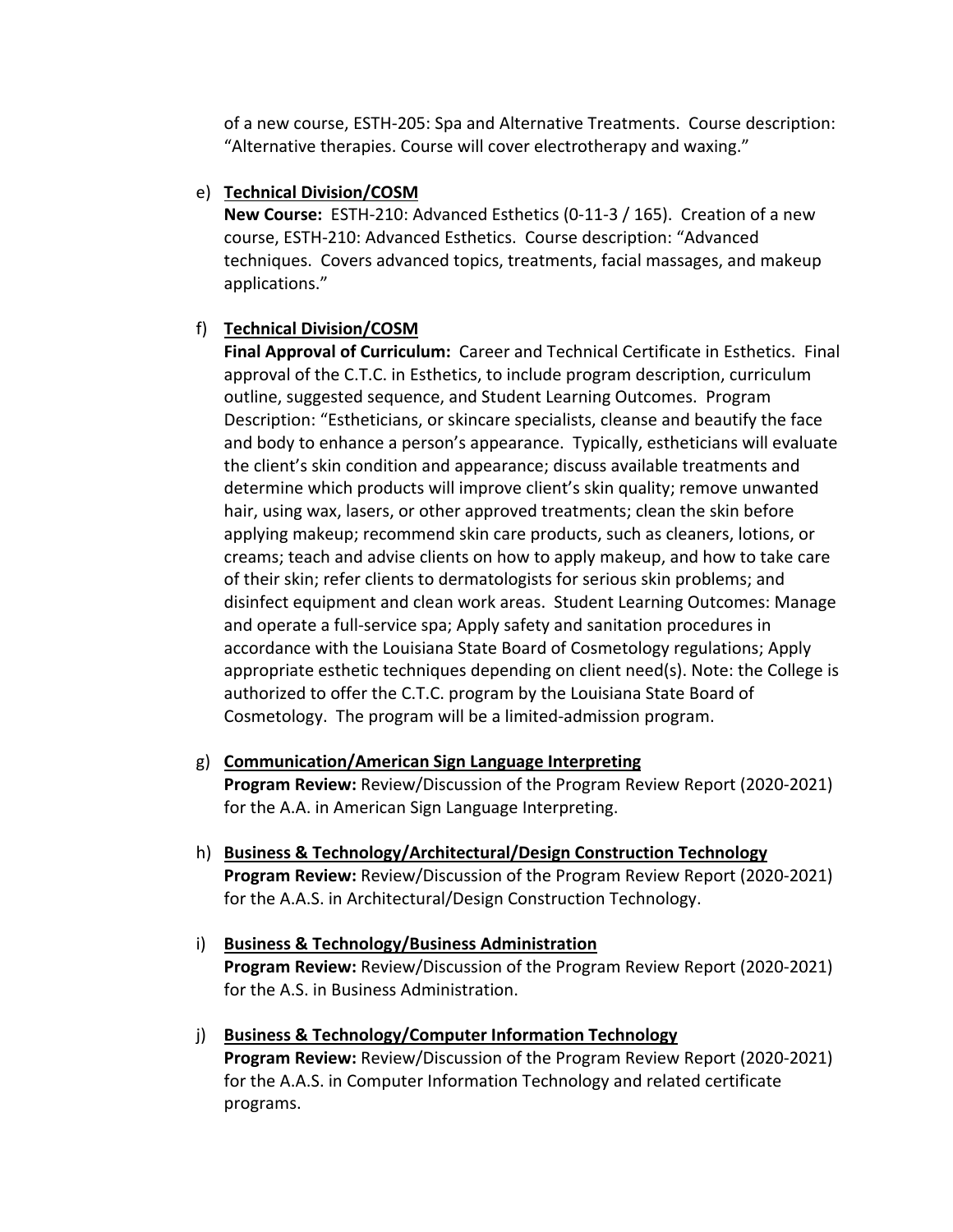of a new course, ESTH-205: Spa and Alternative Treatments. Course description: "Alternative therapies. Course will cover electrotherapy and waxing."

e) **Technical Division/COSM**
**New Course:** ESTH-210: Advanced Esthetics (0-11-3 / 165). Creation of a new course, ESTH-210: Advanced Esthetics. Course description: "Advanced techniques. Covers advanced topics, treatments, facial massages, and makeup applications."

f) **Technical Division/COSM**
**Final Approval of Curriculum:** Career and Technical Certificate in Esthetics. Final approval of the C.T.C. in Esthetics, to include program description, curriculum outline, suggested sequence, and Student Learning Outcomes. Program Description: "Estheticians, or skincare specialists, cleanse and beautify the face and body to enhance a person's appearance. Typically, estheticians will evaluate the client's skin condition and appearance; discuss available treatments and determine which products will improve client's skin quality; remove unwanted hair, using wax, lasers, or other approved treatments; clean the skin before applying makeup; recommend skin care products, such as cleaners, lotions, or creams; teach and advise clients on how to apply makeup, and how to take care of their skin; refer clients to dermatologists for serious skin problems; and disinfect equipment and clean work areas. Student Learning Outcomes: Manage and operate a full-service spa; Apply safety and sanitation procedures in accordance with the Louisiana State Board of Cosmetology regulations; Apply appropriate esthetic techniques depending on client need(s). Note: the College is authorized to offer the C.T.C. program by the Louisiana State Board of Cosmetology. The program will be a limited-admission program.

g) **Communication/American Sign Language Interpreting**
**Program Review:** Review/Discussion of the Program Review Report (2020-2021) for the A.A. in American Sign Language Interpreting.

h) **Business & Technology/Architectural/Design Construction Technology**
**Program Review:** Review/Discussion of the Program Review Report (2020-2021) for the A.A.S. in Architectural/Design Construction Technology.

i) **Business & Technology/Business Administration**
**Program Review:** Review/Discussion of the Program Review Report (2020-2021) for the A.S. in Business Administration.

j) **Business & Technology/Computer Information Technology**
**Program Review:** Review/Discussion of the Program Review Report (2020-2021) for the A.A.S. in Computer Information Technology and related certificate programs.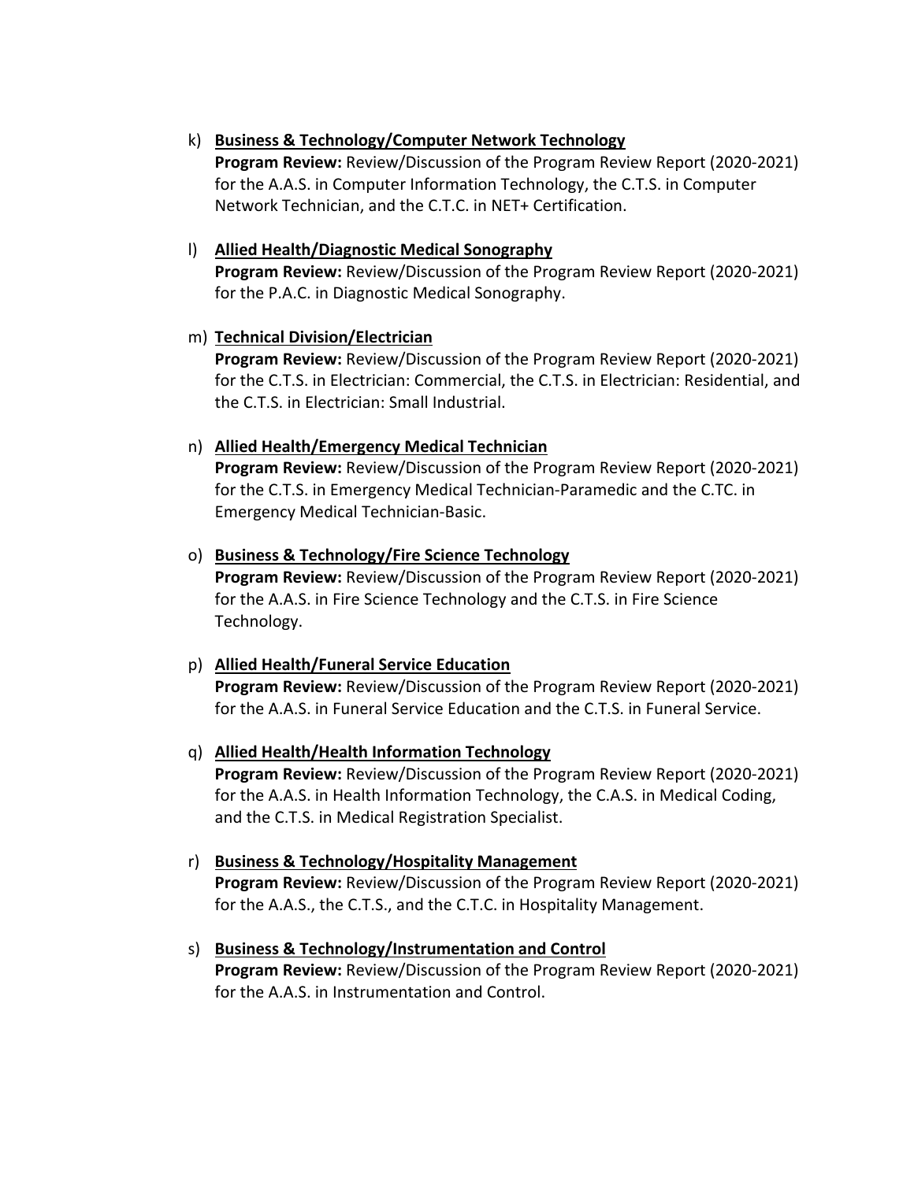k) **<u>Business & Technology/Computer Network Technology</u>**
   **Program Review:** Review/Discussion of the Program Review Report (2020-2021) for the A.A.S. in Computer Information Technology, the C.T.S. in Computer Network Technician, and the C.T.C. in NET+ Certification.

l) **<u>Allied Health/Diagnostic Medical Sonography</u>**
   **Program Review:** Review/Discussion of the Program Review Report (2020-2021) for the P.A.C. in Diagnostic Medical Sonography.

m) **<u>Technical Division/Electrician</u>**
   **Program Review:** Review/Discussion of the Program Review Report (2020-2021) for the C.T.S. in Electrician: Commercial, the C.T.S. in Electrician: Residential, and the C.T.S. in Electrician: Small Industrial.

n) **<u>Allied Health/Emergency Medical Technician</u>**
   **Program Review:** Review/Discussion of the Program Review Report (2020-2021) for the C.T.S. in Emergency Medical Technician-Paramedic and the C.TC. in Emergency Medical Technician-Basic.

o) **<u>Business & Technology/Fire Science Technology</u>**
   **Program Review:** Review/Discussion of the Program Review Report (2020-2021) for the A.A.S. in Fire Science Technology and the C.T.S. in Fire Science Technology.

p) **<u>Allied Health/Funeral Service Education</u>**
   **Program Review:** Review/Discussion of the Program Review Report (2020-2021) for the A.A.S. in Funeral Service Education and the C.T.S. in Funeral Service.

q) **<u>Allied Health/Health Information Technology</u>**
   **Program Review:** Review/Discussion of the Program Review Report (2020-2021) for the A.A.S. in Health Information Technology, the C.A.S. in Medical Coding, and the C.T.S. in Medical Registration Specialist.

r) **<u>Business & Technology/Hospitality Management</u>**
   **Program Review:** Review/Discussion of the Program Review Report (2020-2021) for the A.A.S., the C.T.S., and the C.T.C. in Hospitality Management.

s) **<u>Business & Technology/Instrumentation and Control</u>**
   **Program Review:** Review/Discussion of the Program Review Report (2020-2021) for the A.A.S. in Instrumentation and Control.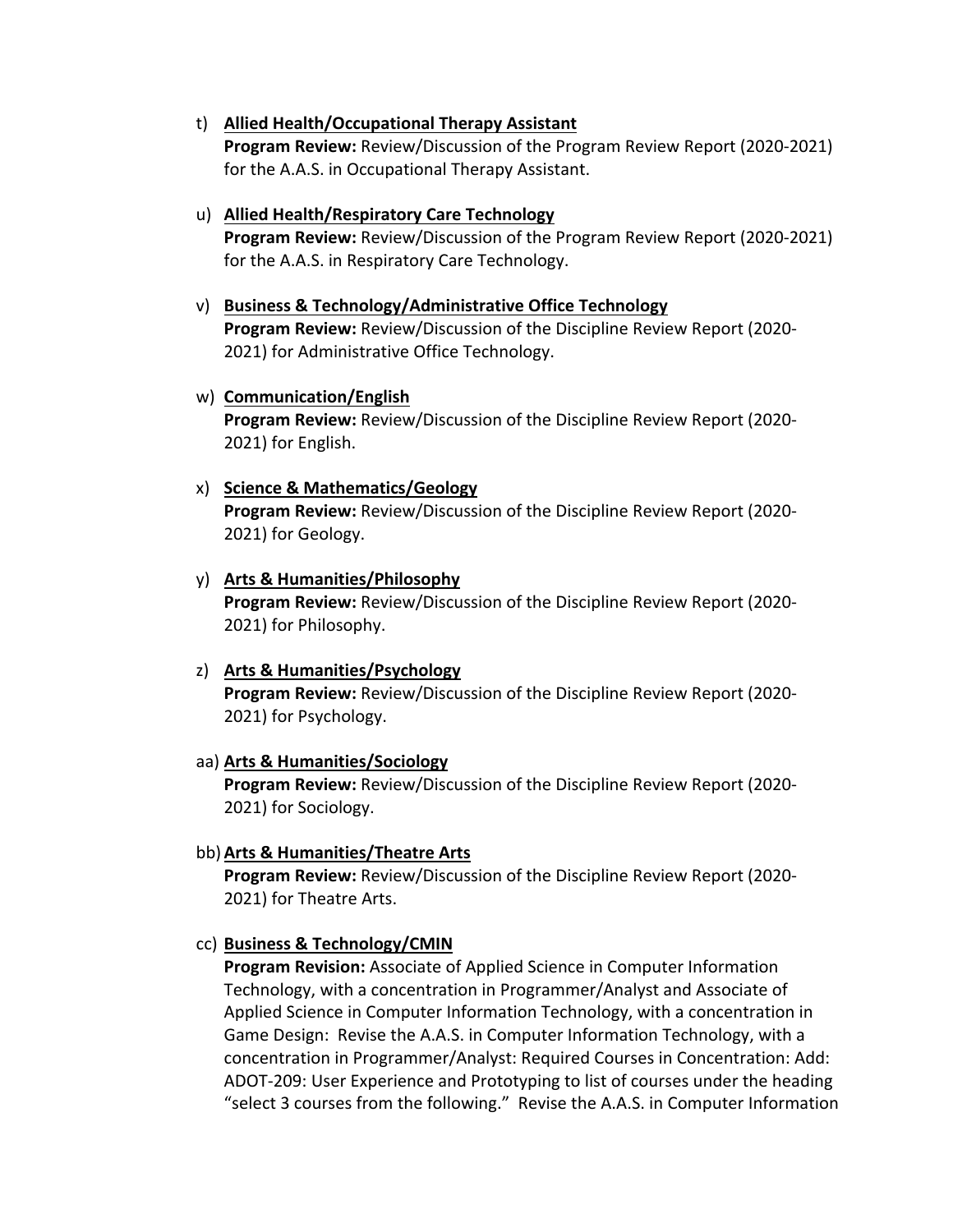t) **<u>Allied Health/Occupational Therapy Assistant</u>**
**Program Review:** Review/Discussion of the Program Review Report (2020-2021) for the A.A.S. in Occupational Therapy Assistant.

u) **<u>Allied Health/Respiratory Care Technology</u>**
**Program Review:** Review/Discussion of the Program Review Report (2020-2021) for the A.A.S. in Respiratory Care Technology.

v) **<u>Business & Technology/Administrative Office Technology</u>**
**Program Review:** Review/Discussion of the Discipline Review Report (2020-2021) for Administrative Office Technology.

w) **<u>Communication/English</u>**
**Program Review:** Review/Discussion of the Discipline Review Report (2020-2021) for English.

x) **<u>Science & Mathematics/Geology</u>**
**Program Review:** Review/Discussion of the Discipline Review Report (2020-2021) for Geology.

y) **<u>Arts & Humanities/Philosophy</u>**
**Program Review:** Review/Discussion of the Discipline Review Report (2020-2021) for Philosophy.

z) **<u>Arts & Humanities/Psychology</u>**
**Program Review:** Review/Discussion of the Discipline Review Report (2020-2021) for Psychology.

aa) **<u>Arts & Humanities/Sociology</u>**
**Program Review:** Review/Discussion of the Discipline Review Report (2020-2021) for Sociology.

bb) **<u>Arts & Humanities/Theatre Arts</u>**
**Program Review:** Review/Discussion of the Discipline Review Report (2020-2021) for Theatre Arts.

cc) **<u>Business & Technology/CMIN</u>**
**Program Revision:** Associate of Applied Science in Computer Information Technology, with a concentration in Programmer/Analyst and Associate of Applied Science in Computer Information Technology, with a concentration in Game Design: Revise the A.A.S. in Computer Information Technology, with a concentration in Programmer/Analyst: Required Courses in Concentration: Add: ADOT-209: User Experience and Prototyping to list of courses under the heading "select 3 courses from the following." Revise the A.A.S. in Computer Information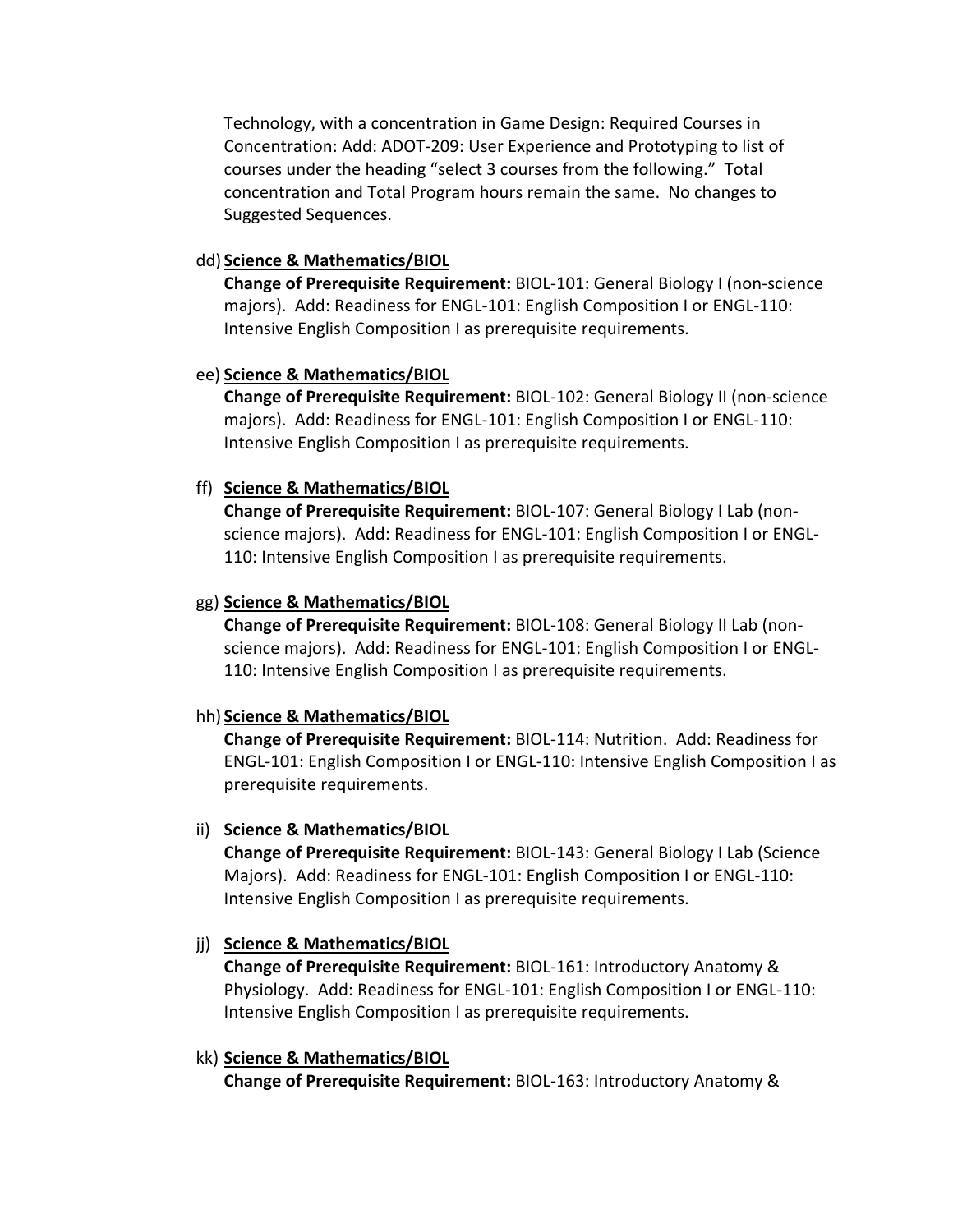Technology, with a concentration in Game Design: Required Courses in Concentration: Add: ADOT-209: User Experience and Prototyping to list of courses under the heading "select 3 courses from the following." Total concentration and Total Program hours remain the same. No changes to Suggested Sequences.

dd) **Science & Mathematics/BIOL**
**Change of Prerequisite Requirement:** BIOL-101: General Biology I (non-science majors). Add: Readiness for ENGL-101: English Composition I or ENGL-110: Intensive English Composition I as prerequisite requirements.

ee) **Science & Mathematics/BIOL**
**Change of Prerequisite Requirement:** BIOL-102: General Biology II (non-science majors). Add: Readiness for ENGL-101: English Composition I or ENGL-110: Intensive English Composition I as prerequisite requirements.

ff) **Science & Mathematics/BIOL**
**Change of Prerequisite Requirement:** BIOL-107: General Biology I Lab (non-science majors). Add: Readiness for ENGL-101: English Composition I or ENGL-110: Intensive English Composition I as prerequisite requirements.

gg) **Science & Mathematics/BIOL**
**Change of Prerequisite Requirement:** BIOL-108: General Biology II Lab (non-science majors). Add: Readiness for ENGL-101: English Composition I or ENGL-110: Intensive English Composition I as prerequisite requirements.

hh) **Science & Mathematics/BIOL**
**Change of Prerequisite Requirement:** BIOL-114: Nutrition. Add: Readiness for ENGL-101: English Composition I or ENGL-110: Intensive English Composition I as prerequisite requirements.

ii) **Science & Mathematics/BIOL**
**Change of Prerequisite Requirement:** BIOL-143: General Biology I Lab (Science Majors). Add: Readiness for ENGL-101: English Composition I or ENGL-110: Intensive English Composition I as prerequisite requirements.

jj) **Science & Mathematics/BIOL**
**Change of Prerequisite Requirement:** BIOL-161: Introductory Anatomy & Physiology. Add: Readiness for ENGL-101: English Composition I or ENGL-110: Intensive English Composition I as prerequisite requirements.

kk) **Science & Mathematics/BIOL**
**Change of Prerequisite Requirement:** BIOL-163: Introductory Anatomy &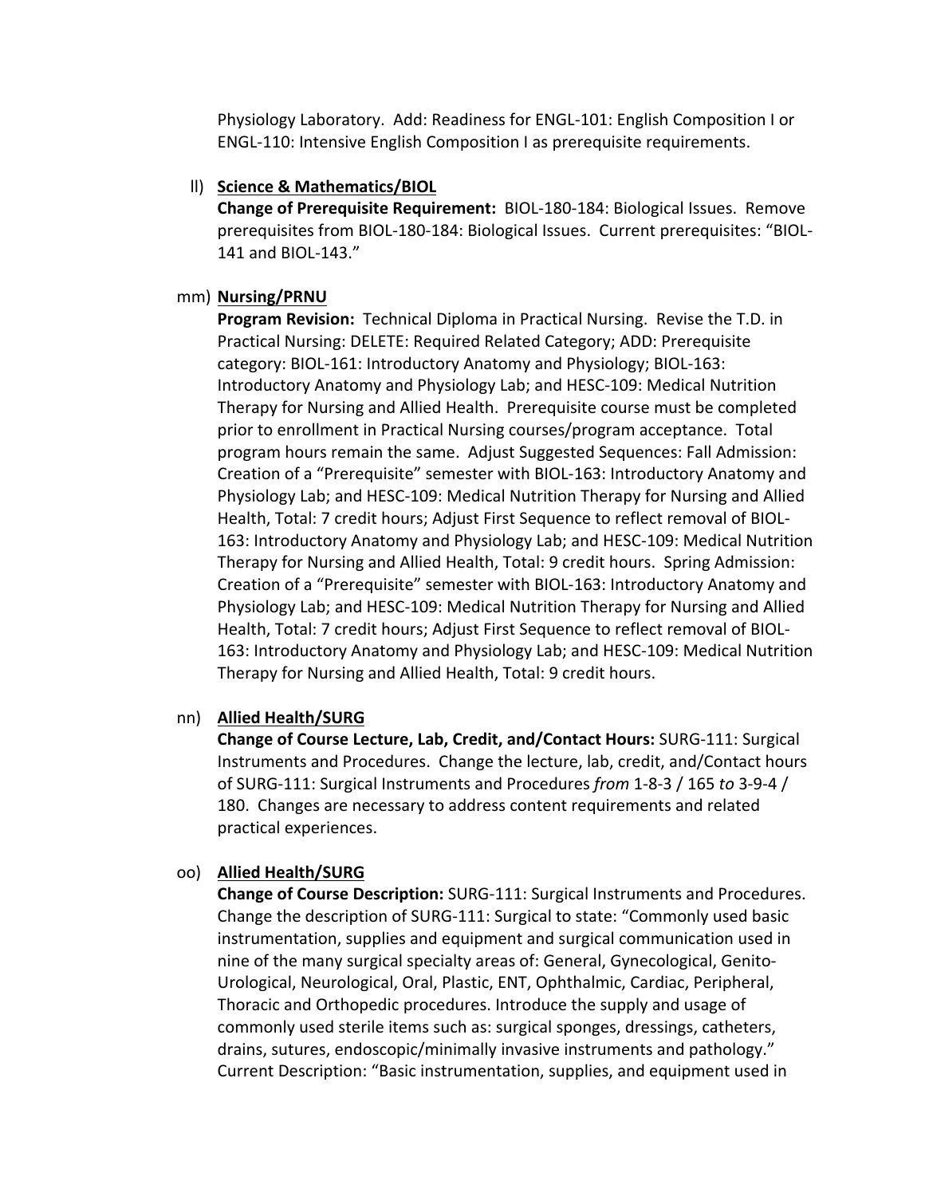Physiology Laboratory. Add: Readiness for ENGL-101: English Composition I or ENGL-110: Intensive English Composition I as prerequisite requirements.

ll) **Science & Mathematics/BIOL**
**Change of Prerequisite Requirement:** BIOL-180-184: Biological Issues. Remove prerequisites from BIOL-180-184: Biological Issues. Current prerequisites: "BIOL-141 and BIOL-143."

mm) **Nursing/PRNU**
**Program Revision:** Technical Diploma in Practical Nursing. Revise the T.D. in Practical Nursing: DELETE: Required Related Category; ADD: Prerequisite category: BIOL-161: Introductory Anatomy and Physiology; BIOL-163: Introductory Anatomy and Physiology Lab; and HESC-109: Medical Nutrition Therapy for Nursing and Allied Health. Prerequisite course must be completed prior to enrollment in Practical Nursing courses/program acceptance. Total program hours remain the same. Adjust Suggested Sequences: Fall Admission: Creation of a "Prerequisite" semester with BIOL-163: Introductory Anatomy and Physiology Lab; and HESC-109: Medical Nutrition Therapy for Nursing and Allied Health, Total: 7 credit hours; Adjust First Sequence to reflect removal of BIOL-163: Introductory Anatomy and Physiology Lab; and HESC-109: Medical Nutrition Therapy for Nursing and Allied Health, Total: 9 credit hours. Spring Admission: Creation of a "Prerequisite" semester with BIOL-163: Introductory Anatomy and Physiology Lab; and HESC-109: Medical Nutrition Therapy for Nursing and Allied Health, Total: 7 credit hours; Adjust First Sequence to reflect removal of BIOL-163: Introductory Anatomy and Physiology Lab; and HESC-109: Medical Nutrition Therapy for Nursing and Allied Health, Total: 9 credit hours.

nn) **Allied Health/SURG**
**Change of Course Lecture, Lab, Credit, and/Contact Hours:** SURG-111: Surgical Instruments and Procedures. Change the lecture, lab, credit, and/Contact hours of SURG-111: Surgical Instruments and Procedures *from* 1-8-3 / 165 *to* 3-9-4 / 180. Changes are necessary to address content requirements and related practical experiences.

oo) **Allied Health/SURG**
**Change of Course Description:** SURG-111: Surgical Instruments and Procedures. Change the description of SURG-111: Surgical to state: "Commonly used basic instrumentation, supplies and equipment and surgical communication used in nine of the many surgical specialty areas of: General, Gynecological, Genito-Urological, Neurological, Oral, Plastic, ENT, Ophthalmic, Cardiac, Peripheral, Thoracic and Orthopedic procedures. Introduce the supply and usage of commonly used sterile items such as: surgical sponges, dressings, catheters, drains, sutures, endoscopic/minimally invasive instruments and pathology." Current Description: "Basic instrumentation, supplies, and equipment used in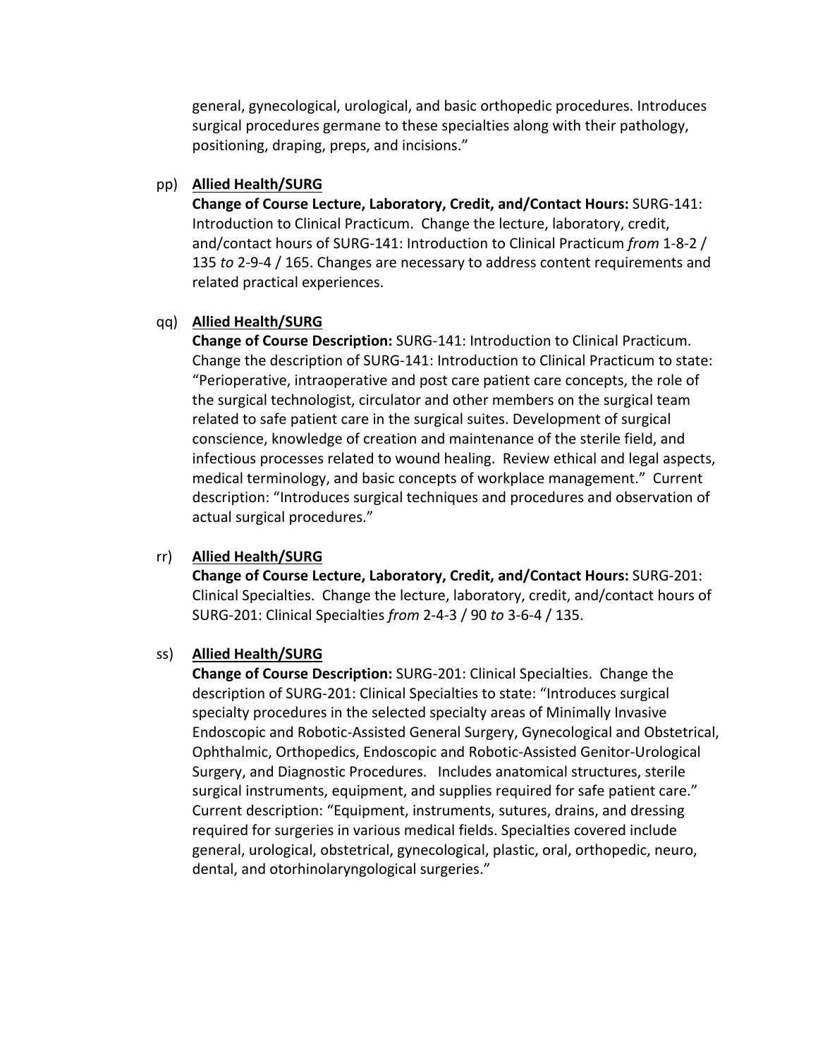general, gynecological, urological, and basic orthopedic procedures. Introduces surgical procedures germane to these specialties along with their pathology, positioning, draping, preps, and incisions."

pp) **Allied Health/SURG**

**Change of Course Lecture, Laboratory, Credit, and/Contact Hours:** SURG-141: Introduction to Clinical Practicum. Change the lecture, laboratory, credit, and/contact hours of SURG-141: Introduction to Clinical Practicum *from* 1-8-2 / 135 *to* 2-9-4 / 165. Changes are necessary to address content requirements and related practical experiences.

qq) **Allied Health/SURG**

**Change of Course Description:** SURG-141: Introduction to Clinical Practicum. Change the description of SURG-141: Introduction to Clinical Practicum to state: "Perioperative, intraoperative and post care patient care concepts, the role of the surgical technologist, circulator and other members on the surgical team related to safe patient care in the surgical suites. Development of surgical conscience, knowledge of creation and maintenance of the sterile field, and infectious processes related to wound healing. Review ethical and legal aspects, medical terminology, and basic concepts of workplace management." Current description: "Introduces surgical techniques and procedures and observation of actual surgical procedures."

rr) **Allied Health/SURG**

**Change of Course Lecture, Laboratory, Credit, and/Contact Hours:** SURG-201: Clinical Specialties. Change the lecture, laboratory, credit, and/contact hours of SURG-201: Clinical Specialties *from* 2-4-3 / 90 *to* 3-6-4 / 135.

ss) **Allied Health/SURG**

**Change of Course Description:** SURG-201: Clinical Specialties. Change the description of SURG-201: Clinical Specialties to state: "Introduces surgical specialty procedures in the selected specialty areas of Minimally Invasive Endoscopic and Robotic-Assisted General Surgery, Gynecological and Obstetrical, Ophthalmic, Orthopedics, Endoscopic and Robotic-Assisted Genitor-Urological Surgery, and Diagnostic Procedures. Includes anatomical structures, sterile surgical instruments, equipment, and supplies required for safe patient care." Current description: "Equipment, instruments, sutures, drains, and dressing required for surgeries in various medical fields. Specialties covered include general, urological, obstetrical, gynecological, plastic, oral, orthopedic, neuro, dental, and otorhinolaryngological surgeries."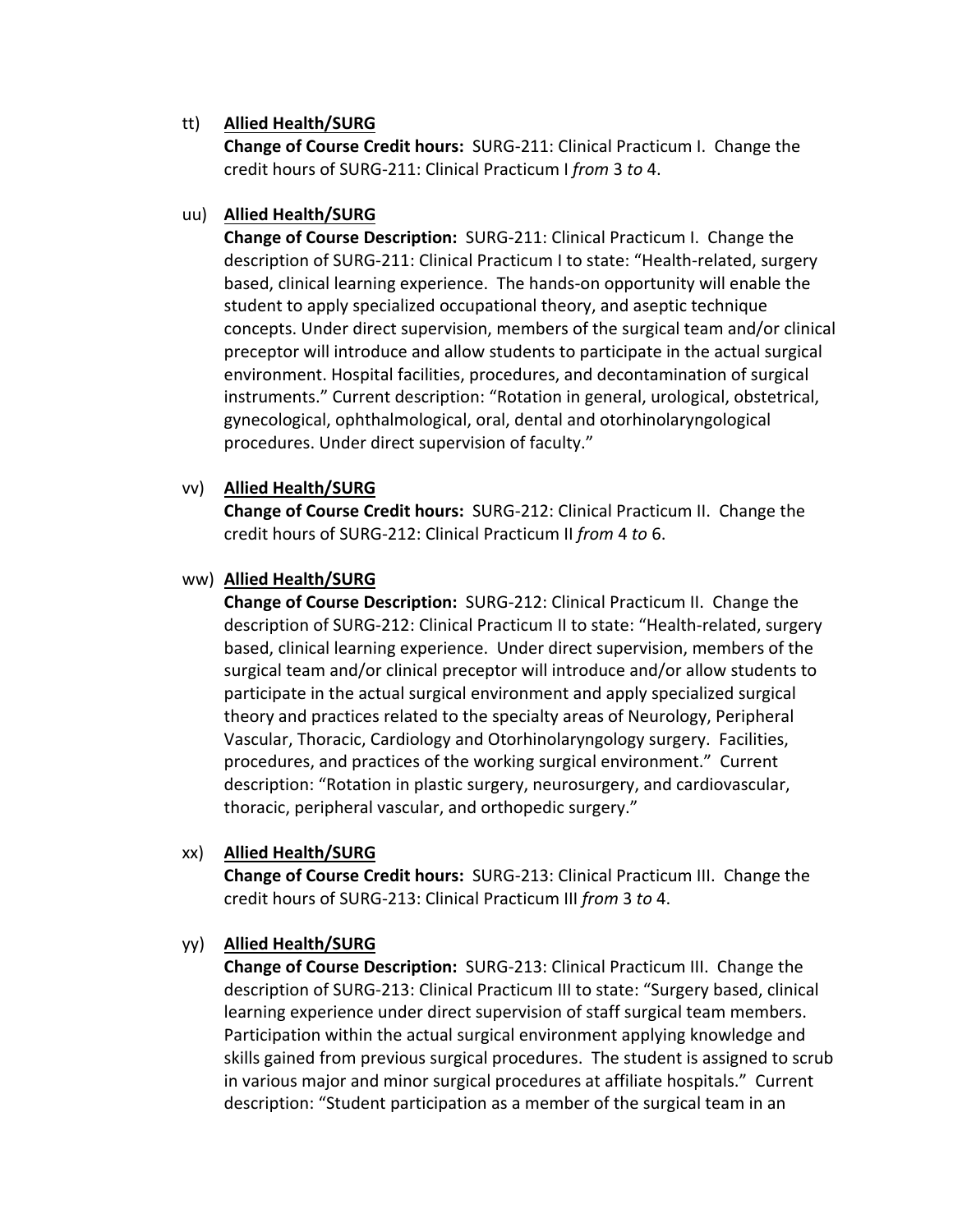tt) **<u>Allied Health/SURG</u>**
**Change of Course Credit hours:** SURG-211: Clinical Practicum I. Change the credit hours of SURG-211: Clinical Practicum I *from* 3 *to* 4.

uu) **<u>Allied Health/SURG</u>**
**Change of Course Description:** SURG-211: Clinical Practicum I. Change the description of SURG-211: Clinical Practicum I to state: "Health-related, surgery based, clinical learning experience. The hands-on opportunity will enable the student to apply specialized occupational theory, and aseptic technique concepts. Under direct supervision, members of the surgical team and/or clinical preceptor will introduce and allow students to participate in the actual surgical environment. Hospital facilities, procedures, and decontamination of surgical instruments." Current description: "Rotation in general, urological, obstetrical, gynecological, ophthalmological, oral, dental and otorhinolaryngological procedures. Under direct supervision of faculty."

vv) **<u>Allied Health/SURG</u>**
**Change of Course Credit hours:** SURG-212: Clinical Practicum II. Change the credit hours of SURG-212: Clinical Practicum II *from* 4 *to* 6.

ww) **<u>Allied Health/SURG</u>**
**Change of Course Description:** SURG-212: Clinical Practicum II. Change the description of SURG-212: Clinical Practicum II to state: "Health-related, surgery based, clinical learning experience. Under direct supervision, members of the surgical team and/or clinical preceptor will introduce and/or allow students to participate in the actual surgical environment and apply specialized surgical theory and practices related to the specialty areas of Neurology, Peripheral Vascular, Thoracic, Cardiology and Otorhinolaryngology surgery. Facilities, procedures, and practices of the working surgical environment." Current description: "Rotation in plastic surgery, neurosurgery, and cardiovascular, thoracic, peripheral vascular, and orthopedic surgery."

xx) **<u>Allied Health/SURG</u>**
**Change of Course Credit hours:** SURG-213: Clinical Practicum III. Change the credit hours of SURG-213: Clinical Practicum III *from* 3 *to* 4.

yy) **<u>Allied Health/SURG</u>**
**Change of Course Description:** SURG-213: Clinical Practicum III. Change the description of SURG-213: Clinical Practicum III to state: "Surgery based, clinical learning experience under direct supervision of staff surgical team members. Participation within the actual surgical environment applying knowledge and skills gained from previous surgical procedures. The student is assigned to scrub in various major and minor surgical procedures at affiliate hospitals." Current description: "Student participation as a member of the surgical team in an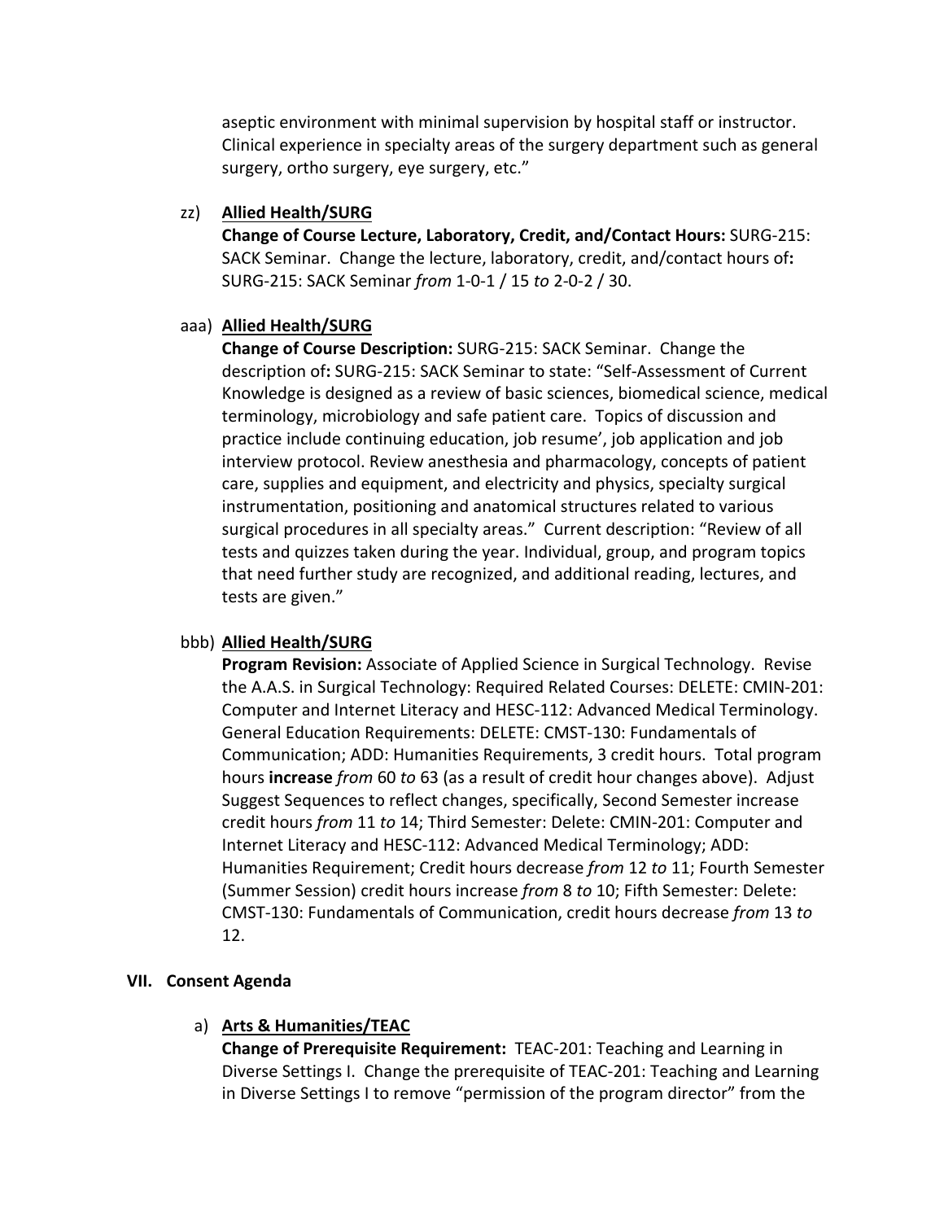aseptic environment with minimal supervision by hospital staff or instructor. Clinical experience in specialty areas of the surgery department such as general surgery, ortho surgery, eye surgery, etc."

zz) **Allied Health/SURG**
**Change of Course Lecture, Laboratory, Credit, and/Contact Hours:** SURG-215: SACK Seminar. Change the lecture, laboratory, credit, and/contact hours of**:** SURG-215: SACK Seminar *from* 1-0-1 / 15 *to* 2-0-2 / 30.

aaa) **Allied Health/SURG**
**Change of Course Description:** SURG-215: SACK Seminar. Change the description of**:** SURG-215: SACK Seminar to state: "Self-Assessment of Current Knowledge is designed as a review of basic sciences, biomedical science, medical terminology, microbiology and safe patient care. Topics of discussion and practice include continuing education, job resume', job application and job interview protocol. Review anesthesia and pharmacology, concepts of patient care, supplies and equipment, and electricity and physics, specialty surgical instrumentation, positioning and anatomical structures related to various surgical procedures in all specialty areas." Current description: "Review of all tests and quizzes taken during the year. Individual, group, and program topics that need further study are recognized, and additional reading, lectures, and tests are given."

bbb) **Allied Health/SURG**
**Program Revision:** Associate of Applied Science in Surgical Technology. Revise the A.A.S. in Surgical Technology: Required Related Courses: DELETE: CMIN-201: Computer and Internet Literacy and HESC-112: Advanced Medical Terminology. General Education Requirements: DELETE: CMST-130: Fundamentals of Communication; ADD: Humanities Requirements, 3 credit hours. Total program hours **increase** *from* 60 *to* 63 (as a result of credit hour changes above). Adjust Suggest Sequences to reflect changes, specifically, Second Semester increase credit hours *from* 11 *to* 14; Third Semester: Delete: CMIN-201: Computer and Internet Literacy and HESC-112: Advanced Medical Terminology; ADD: Humanities Requirement; Credit hours decrease *from* 12 *to* 11; Fourth Semester (Summer Session) credit hours increase *from* 8 *to* 10; Fifth Semester: Delete: CMST-130: Fundamentals of Communication, credit hours decrease *from* 13 *to* 12.

## VII. Consent Agenda

a) **Arts & Humanities/TEAC**
**Change of Prerequisite Requirement:** TEAC-201: Teaching and Learning in Diverse Settings I. Change the prerequisite of TEAC-201: Teaching and Learning in Diverse Settings I to remove "permission of the program director" from the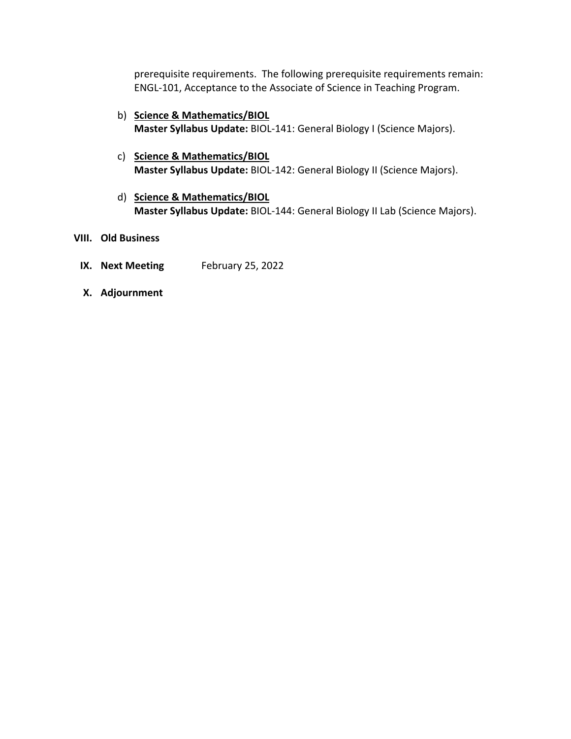prerequisite requirements. The following prerequisite requirements remain: ENGL-101, Acceptance to the Associate of Science in Teaching Program.

b) **Science & Mathematics/BIOL**
   **Master Syllabus Update:** BIOL-141: General Biology I (Science Majors).

c) **Science & Mathematics/BIOL**
   **Master Syllabus Update:** BIOL-142: General Biology II (Science Majors).

d) **Science & Mathematics/BIOL**
   **Master Syllabus Update:** BIOL-144: General Biology II Lab (Science Majors).

**VIII. Old Business**

**IX. Next Meeting** February 25, 2022

**X. Adjournment**